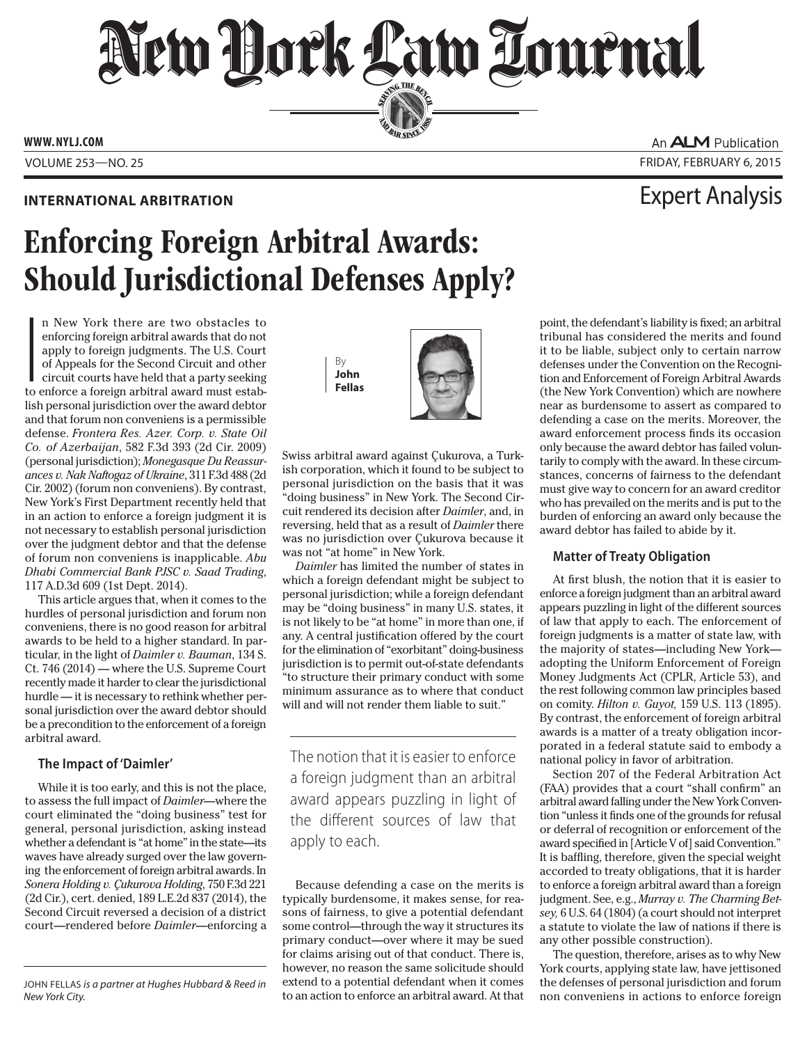**INTERNATIONAL ARBITRATION**

Expert Analysis

# Enforcing Foreign Arbitral Awards: Should Jurisdictional Defenses Apply?

By **John Fellas**

In New York there are two obstacles to enforcing foreign arbitral awards that do not apply to foreign judgments. The U.S. Court of Appeals for the Second Circuit and other circuit courts have held that a party seeking to enforce a foreign arbitral award must establish personal jurisdiction over the award debtor and that forum non conveniens is a permissible defense. *Frontera Res. Azer. Corp. v. State Oil Co. of Azerbaijan*, 582 F.3d 393 (2d Cir. 2009) (personal jurisdiction); *Monegasque Du Reassurances v. Nak Naftogaz of Ukraine*, 311 F.3d 488 (2d Cir. 2002) (forum non conveniens). By contrast, New York's First Department recently held that in an action to enforce a foreign judgment it is not necessary to establish personal jurisdiction over the judgment debtor and that the defense of forum non conveniens is inapplicable. *Abu Dhabi Commercial Bank PJSC v. Saad Trading*, 117 A.D.3d 609 (1st Dept. 2014).

This article argues that, when it comes to the hurdles of personal jurisdiction and forum non conveniens, there is no good reason for arbitral awards to be held to a higher standard. In particular, in the light of *Daimler v. Bauman*, 134 S. Ct. 746 (2014) — where the U.S. Supreme Court recently made it harder to clear the jurisdictional hurdle — it is necessary to rethink whether personal jurisdiction over the award debtor should be a precondition to the enforcement of a foreign arbitral award.

### The Impact of 'Daimler'

While it is too early, and this is not the place, to assess the full impact of *Daimler*—where the court eliminated the "doing business" test for general, personal jurisdiction, asking instead whether a defendant is "at home" in the state—its waves have already surged over the law governing the enforcement of foreign arbitral awards. In *Sonera Holding v. Çukurova Holding*, 750 F.3d 221 (2d Cir.), cert. denied, 189 L.E.2d 837 (2014), the Second Circuit reversed a decision of a district court—rendered before *Daimler*—enforcing a Swiss arbitral award against Çukurova, a Turkish corporation, which it found to be subject to personal jurisdiction on the basis that it was "doing business" in New York. The Second Circuit rendered its decision after *Daimler*, and, in reversing, held that as a result of *Daimler* there was no jurisdiction over Çukurova because it was not "at home" in New York.

*Daimler* has limited the number of states in which a foreign defendant might be subject to personal jurisdiction; while a foreign defendant may be "doing business" in many U.S. states, it is not likely to be "at home" in more than one, if any. A central justification offered by the court for the elimination of "exorbitant" doing-business jurisdiction is to permit out-of-state defendants "to structure their primary conduct with some minimum assurance as to where that conduct will and will not render them liable to suit."

> The notion that it is easier to enforce a foreign judgment than an arbitral award appears puzzling in light of the different sources of law that apply to each.

Because defending a case on the merits is typically burdensome, it makes sense, for reasons of fairness, to give a potential defendant some control—through the way it structures its primary conduct—over where it may be sued for claims arising out of that conduct. There is, however, no reason the same solicitude should extend to a potential defendant when it comes to an action to enforce an arbitral award. At that point, the defendant's liability is fixed; an arbitral tribunal has considered the merits and found it to be liable, subject only to certain narrow defenses under the Convention on the Recognition and Enforcement of Foreign Arbitral Awards (the New York Convention) which are nowhere near as burdensome to assert as compared to defending a case on the merits. Moreover, the award enforcement process finds its occasion only because the award debtor has failed voluntarily to comply with the award. In these circumstances, concerns of fairness to the defendant must give way to concern for an award creditor who has prevailed on the merits and is put to the burden of enforcing an award only because the award debtor has failed to abide by it.

### Matter of Treaty Obligation

At first blush, the notion that it is easier to enforce a foreign judgment than an arbitral award appears puzzling in light of the different sources of law that apply to each. The enforcement of foreign judgments is a matter of state law, with the majority of states—including New York—adopting the Uniform Enforcement of Foreign Money Judgments Act (CPLR, Article 53), and the rest following common law principles based on comity. *Hilton v. Guyot,* 159 U.S. 113 (1895). By contrast, the enforcement of foreign arbitral awards is a matter of a treaty obligation incorporated in a federal statute said to embody a national policy in favor of arbitration.

Section 207 of the Federal Arbitration Act (FAA) provides that a court "shall confirm" an arbitral award falling under the New York Convention "unless it finds one of the grounds for refusal or deferral of recognition or enforcement of the award specified in [Article V of] said Convention." It is baffling, therefore, given the special weight accorded to treaty obligations, that it is harder to enforce a foreign arbitral award than a foreign judgment. See, e.g., *Murray v. The Charming Betsey,* 6 U.S. 64 (1804) (a court should not interpret a statute to violate the law of nations if there is any other possible construction).

The question, therefore, arises as to why New York courts, applying state law, have jettisoned the defenses of personal jurisdiction and forum non conveniens in actions to enforce foreign

---

JOHN FELLAS *is a partner at Hughes Hubbard & Reed in New York City.*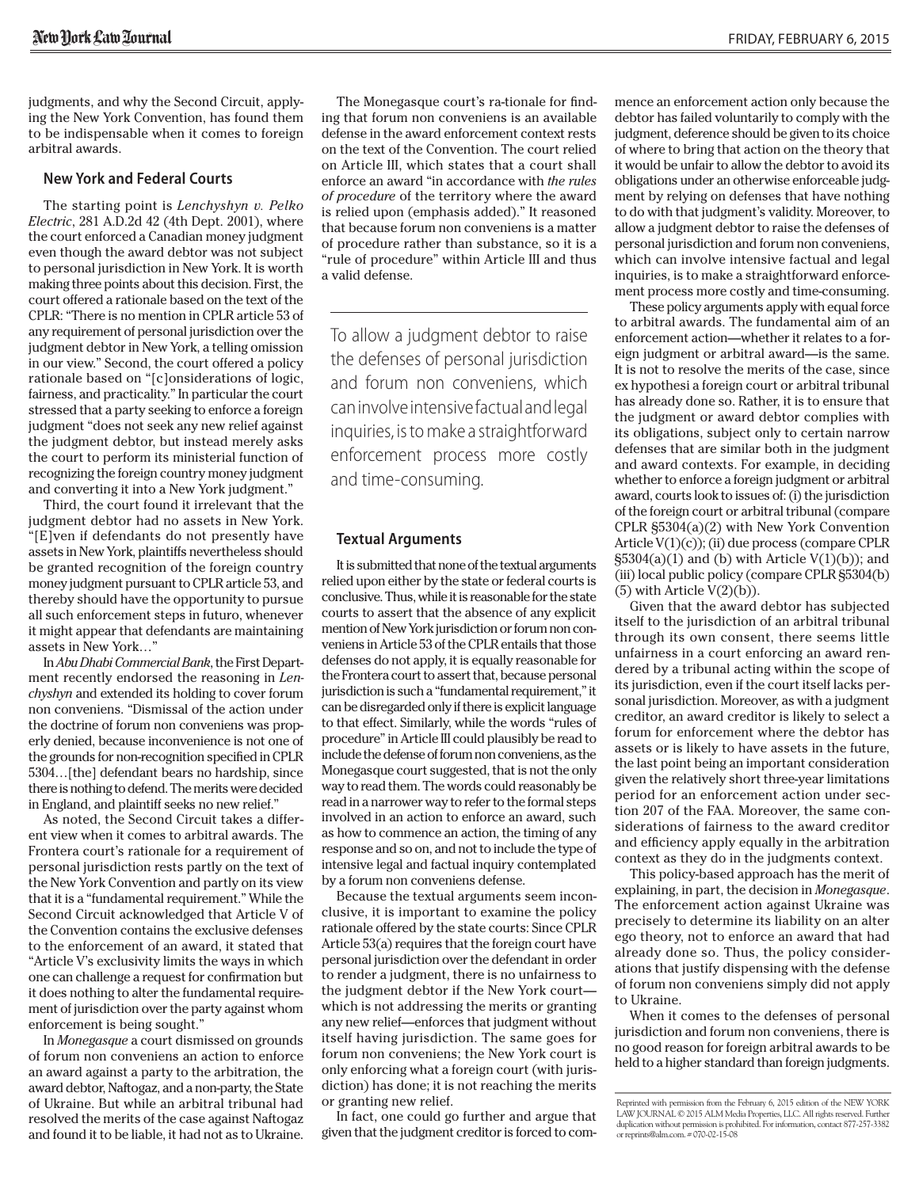judgments, and why the Second Circuit, applying the New York Convention, has found them to be indispensable when it comes to foreign arbitral awards.

### New York and Federal Courts

The starting point is *Lenchyshyn v. Pelko Electric*, 281 A.D.2d 42 (4th Dept. 2001), where the court enforced a Canadian money judgment even though the award debtor was not subject to personal jurisdiction in New York. It is worth making three points about this decision. First, the court offered a rationale based on the text of the CPLR: "There is no mention in CPLR article 53 of any requirement of personal jurisdiction over the judgment debtor in New York, a telling omission in our view." Second, the court offered a policy rationale based on "[c]onsiderations of logic, fairness, and practicality." In particular the court stressed that a party seeking to enforce a foreign judgment "does not seek any new relief against the judgment debtor, but instead merely asks the court to perform its ministerial function of recognizing the foreign country money judgment and converting it into a New York judgment."

Third, the court found it irrelevant that the judgment debtor had no assets in New York. "[E]ven if defendants do not presently have assets in New York, plaintiffs nevertheless should be granted recognition of the foreign country money judgment pursuant to CPLR article 53, and thereby should have the opportunity to pursue all such enforcement steps in futuro, whenever it might appear that defendants are maintaining assets in New York…"

In *Abu Dhabi Commercial Bank*, the First Department recently endorsed the reasoning in *Lenchyshyn* and extended its holding to cover forum non conveniens. "Dismissal of the action under the doctrine of forum non conveniens was properly denied, because inconvenience is not one of the grounds for non-recognition specified in CPLR 5304…[the] defendant bears no hardship, since there is nothing to defend. The merits were decided in England, and plaintiff seeks no new relief."

As noted, the Second Circuit takes a different view when it comes to arbitral awards. The Frontera court's rationale for a requirement of personal jurisdiction rests partly on the text of the New York Convention and partly on its view that it is a "fundamental requirement." While the Second Circuit acknowledged that Article V of the Convention contains the exclusive defenses to the enforcement of an award, it stated that "Article V's exclusivity limits the ways in which one can challenge a request for confirmation but it does nothing to alter the fundamental requirement of jurisdiction over the party against whom enforcement is being sought."

In *Monegasque* a court dismissed on grounds of forum non conveniens an action to enforce an award against a party to the arbitration, the award debtor, Naftogaz, and a non-party, the State of Ukraine. But while an arbitral tribunal had resolved the merits of the case against Naftogaz and found it to be liable, it had not as to Ukraine.

The Monegasque court's ra-tionale for finding that forum non conveniens is an available defense in the award enforcement context rests on the text of the Convention. The court relied on Article III, which states that a court shall enforce an award "in accordance with *the rules of procedure* of the territory where the award is relied upon (emphasis added)." It reasoned that because forum non conveniens is a matter of procedure rather than substance, so it is a "rule of procedure" within Article III and thus a valid defense.

To allow a judgment debtor to raise the defenses of personal jurisdiction and forum non conveniens, which can involve intensive factual and legal inquiries, is to make a straightforward enforcement process more costly and time-consuming.

### Textual Arguments

It is submitted that none of the textual arguments relied upon either by the state or federal courts is conclusive. Thus, while it is reasonable for the state courts to assert that the absence of any explicit mention of New York jurisdiction or forum non conveniens in Article 53 of the CPLR entails that those defenses do not apply, it is equally reasonable for the Frontera court to assert that, because personal jurisdiction is such a "fundamental requirement," it can be disregarded only if there is explicit language to that effect. Similarly, while the words "rules of procedure" in Article III could plausibly be read to include the defense of forum non conveniens, as the Monegasque court suggested, that is not the only way to read them. The words could reasonably be read in a narrower way to refer to the formal steps involved in an action to enforce an award, such as how to commence an action, the timing of any response and so on, and not to include the type of intensive legal and factual inquiry contemplated by a forum non conveniens defense.

Because the textual arguments seem inconclusive, it is important to examine the policy rationale offered by the state courts: Since CPLR Article 53(a) requires that the foreign court have personal jurisdiction over the defendant in order to render a judgment, there is no unfairness to the judgment debtor if the New York court—which is not addressing the merits or granting any new relief—enforces that judgment without itself having jurisdiction. The same goes for forum non conveniens; the New York court is only enforcing what a foreign court (with jurisdiction) has done; it is not reaching the merits or granting new relief.

In fact, one could go further and argue that given that the judgment creditor is forced to commence an enforcement action only because the debtor has failed voluntarily to comply with the judgment, deference should be given to its choice of where to bring that action on the theory that it would be unfair to allow the debtor to avoid its obligations under an otherwise enforceable judgment by relying on defenses that have nothing to do with that judgment's validity. Moreover, to allow a judgment debtor to raise the defenses of personal jurisdiction and forum non conveniens, which can involve intensive factual and legal inquiries, is to make a straightforward enforcement process more costly and time-consuming.

These policy arguments apply with equal force to arbitral awards. The fundamental aim of an enforcement action—whether it relates to a foreign judgment or arbitral award—is the same. It is not to resolve the merits of the case, since ex hypothesi a foreign court or arbitral tribunal has already done so. Rather, it is to ensure that the judgment or award debtor complies with its obligations, subject only to certain narrow defenses that are similar both in the judgment and award contexts. For example, in deciding whether to enforce a foreign judgment or arbitral award, courts look to issues of: (i) the jurisdiction of the foreign court or arbitral tribunal (compare CPLR §5304(a)(2) with New York Convention Article V(1)(c)); (ii) due process (compare CPLR §5304(a)(1) and (b) with Article V(1)(b)); and (iii) local public policy (compare CPLR §5304(b)(5) with Article V(2)(b)).

Given that the award debtor has subjected itself to the jurisdiction of an arbitral tribunal through its own consent, there seems little unfairness in a court enforcing an award rendered by a tribunal acting within the scope of its jurisdiction, even if the court itself lacks personal jurisdiction. Moreover, as with a judgment creditor, an award creditor is likely to select a forum for enforcement where the debtor has assets or is likely to have assets in the future, the last point being an important consideration given the relatively short three-year limitations period for an enforcement action under section 207 of the FAA. Moreover, the same considerations of fairness to the award creditor and efficiency apply equally in the arbitration context as they do in the judgments context.

This policy-based approach has the merit of explaining, in part, the decision in *Monegasque*. The enforcement action against Ukraine was precisely to determine its liability on an alter ego theory, not to enforce an award that had already done so. Thus, the policy considerations that justify dispensing with the defense of forum non conveniens simply did not apply to Ukraine.

When it comes to the defenses of personal jurisdiction and forum non conveniens, there is no good reason for foreign arbitral awards to be held to a higher standard than foreign judgments.

Reprinted with permission from the February 6, 2015 edition of the NEW YORK LAW JOURNAL © 2015 ALM Media Properties, LLC. All rights reserved. Further duplication without permission is prohibited. For information, contact 877-257-3382 or reprints@alm.com. # 070-02-15-08